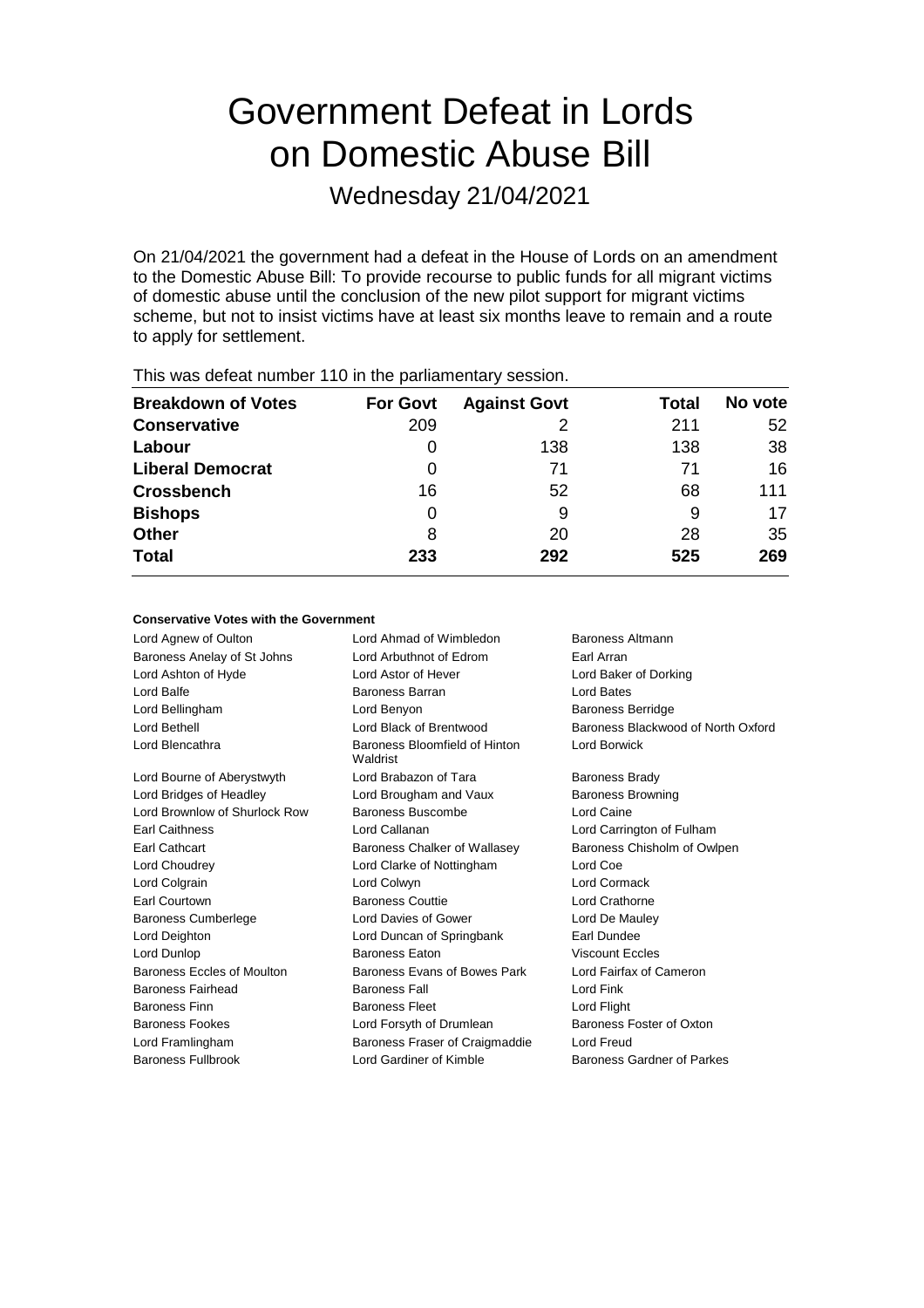# Government Defeat in Lords on Domestic Abuse Bill

Wednesday 21/04/2021

On 21/04/2021 the government had a defeat in the House of Lords on an amendment to the Domestic Abuse Bill: To provide recourse to public funds for all migrant victims of domestic abuse until the conclusion of the new pilot support for migrant victims scheme, but not to insist victims have at least six months leave to remain and a route to apply for settlement.

This was defeat number 110 in the parliamentary session.

| Breakdown of Votes | For Govt | Against Govt | Total | No vote |
|---|---|---|---|---|
| Conservative | 209 | 2 | 211 | 52 |
| Labour | 0 | 138 | 138 | 38 |
| Liberal Democrat | 0 | 71 | 71 | 16 |
| Crossbench | 16 | 52 | 68 | 111 |
| Bishops | 0 | 9 | 9 | 17 |
| Other | 8 | 20 | 28 | 35 |
| **Total** | **233** | **292** | **525** | **269** |

#### Conservative Votes with the Government

| | | |
|---|---|---|
| Lord Agnew of Oulton | Lord Ahmad of Wimbledon | Baroness Altmann |
| Baroness Anelay of St Johns | Lord Arbuthnot of Edrom | Earl Arran |
| Lord Ashton of Hyde | Lord Astor of Hever | Lord Baker of Dorking |
| Lord Balfe | Baroness Barran | Lord Bates |
| Lord Bellingham | Lord Benyon | Baroness Berridge |
| Lord Bethell | Lord Black of Brentwood | Baroness Blackwood of North Oxford |
| Lord Blencathra | Baroness Bloomfield of Hinton Waldrist | Lord Borwick |
| Lord Bourne of Aberystwyth | Lord Brabazon of Tara | Baroness Brady |
| Lord Bridges of Headley | Lord Brougham and Vaux | Baroness Browning |
| Lord Brownlow of Shurlock Row | Baroness Buscombe | Lord Caine |
| Earl Caithness | Lord Callanan | Lord Carrington of Fulham |
| Earl Cathcart | Baroness Chalker of Wallasey | Baroness Chisholm of Owlpen |
| Lord Choudrey | Lord Clarke of Nottingham | Lord Coe |
| Lord Colgrain | Lord Colwyn | Lord Cormack |
| Earl Courtown | Baroness Couttie | Lord Crathorne |
| Baroness Cumberlege | Lord Davies of Gower | Lord De Mauley |
| Lord Deighton | Lord Duncan of Springbank | Earl Dundee |
| Lord Dunlop | Baroness Eaton | Viscount Eccles |
| Baroness Eccles of Moulton | Baroness Evans of Bowes Park | Lord Fairfax of Cameron |
| Baroness Fairhead | Baroness Fall | Lord Fink |
| Baroness Finn | Baroness Fleet | Lord Flight |
| Baroness Fookes | Lord Forsyth of Drumlean | Baroness Foster of Oxton |
| Lord Framlingham | Baroness Fraser of Craigmaddie | Lord Freud |
| Baroness Fullbrook | Lord Gardiner of Kimble | Baroness Gardner of Parkes |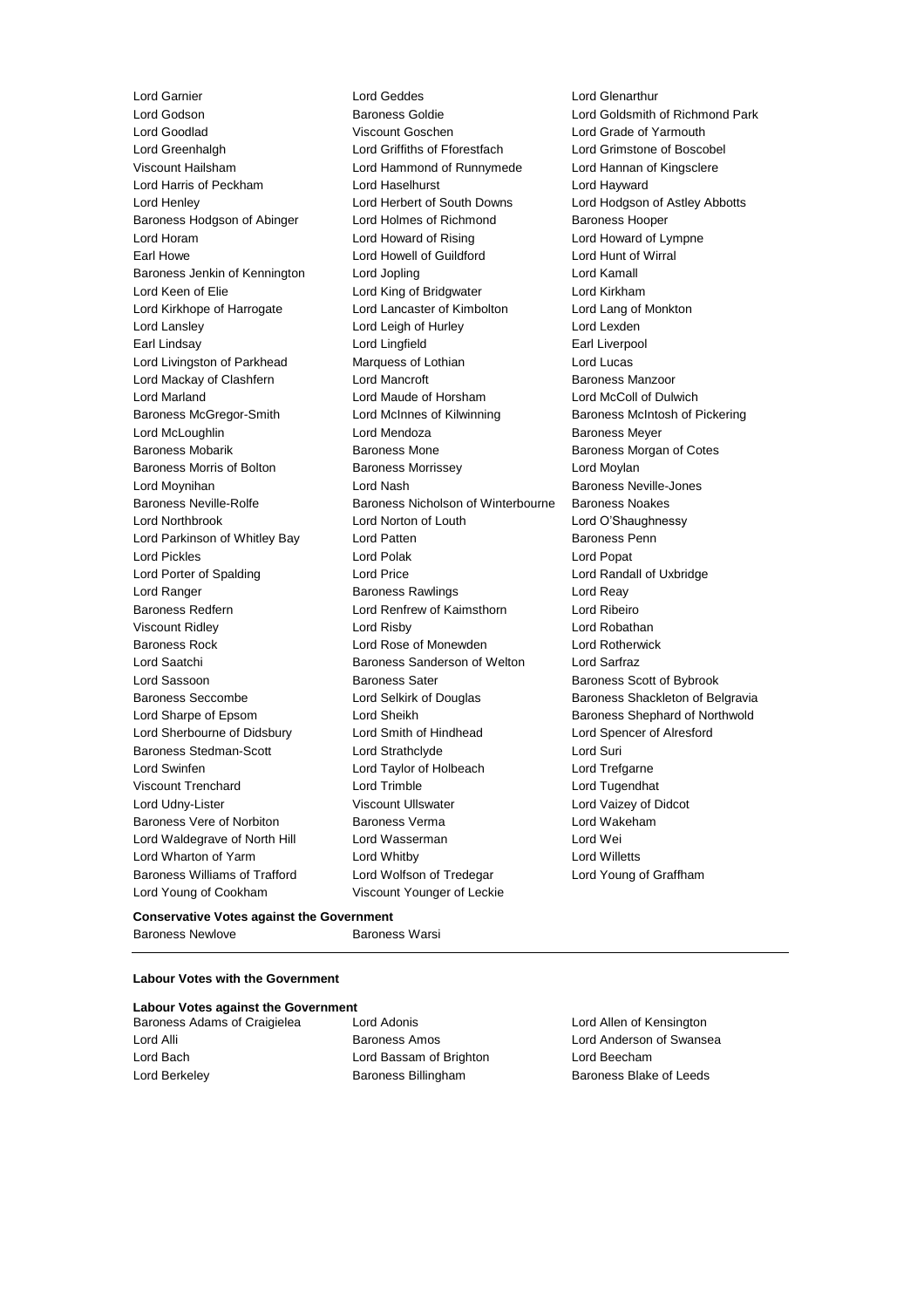Lord Garnier
Lord Geddes
Lord Glenarthur
Lord Godson
Baroness Goldie
Lord Goldsmith of Richmond Park
Lord Goodlad
Viscount Goschen
Lord Grade of Yarmouth
Lord Greenhalgh
Lord Griffiths of Fforestfach
Lord Grimstone of Boscobel
Viscount Hailsham
Lord Hammond of Runnymede
Lord Hannan of Kingsclere
Lord Harris of Peckham
Lord Haselhurst
Lord Hayward
Lord Henley
Lord Herbert of South Downs
Lord Hodgson of Astley Abbotts
Baroness Hodgson of Abinger
Lord Holmes of Richmond
Baroness Hooper
Lord Horam
Lord Howard of Rising
Lord Howard of Lympne
Earl Howe
Lord Howell of Guildford
Lord Hunt of Wirral
Baroness Jenkin of Kennington
Lord Jopling
Lord Kamall
Lord Keen of Elie
Lord King of Bridgwater
Lord Kirkham
Lord Kirkhope of Harrogate
Lord Lancaster of Kimbolton
Lord Lang of Monkton
Lord Lansley
Lord Leigh of Hurley
Lord Lexden
Earl Lindsay
Lord Lingfield
Earl Liverpool
Lord Livingston of Parkhead
Marquess of Lothian
Lord Lucas
Lord Mackay of Clashfern
Lord Mancroft
Baroness Manzoor
Lord Marland
Lord Maude of Horsham
Lord McColl of Dulwich
Baroness McGregor-Smith
Lord McInnes of Kilwinning
Baroness McIntosh of Pickering
Lord McLoughlin
Lord Mendoza
Baroness Meyer
Baroness Mobarik
Baroness Mone
Baroness Morgan of Cotes
Baroness Morris of Bolton
Baroness Morrissey
Lord Moylan
Lord Moynihan
Lord Nash
Baroness Neville-Jones
Baroness Neville-Rolfe
Baroness Nicholson of Winterbourne
Baroness Noakes
Lord Northbrook
Lord Norton of Louth
Lord O'Shaughnessy
Lord Parkinson of Whitley Bay
Lord Patten
Baroness Penn
Lord Pickles
Lord Polak
Lord Popat
Lord Porter of Spalding
Lord Price
Lord Randall of Uxbridge
Lord Ranger
Baroness Rawlings
Lord Reay
Baroness Redfern
Lord Renfrew of Kaimsthorn
Lord Ribeiro
Viscount Ridley
Lord Risby
Lord Robathan
Baroness Rock
Lord Rose of Monewden
Lord Rotherwick
Lord Saatchi
Baroness Sanderson of Welton
Lord Sarfraz
Lord Sassoon
Baroness Sater
Baroness Scott of Bybrook
Baroness Seccombe
Lord Selkirk of Douglas
Baroness Shackleton of Belgravia
Lord Sharpe of Epsom
Lord Sheikh
Baroness Shephard of Northwold
Lord Sherbourne of Didsbury
Lord Smith of Hindhead
Lord Spencer of Alresford
Baroness Stedman-Scott
Lord Strathclyde
Lord Suri
Lord Swinfen
Lord Taylor of Holbeach
Lord Trefgarne
Viscount Trenchard
Lord Trimble
Lord Tugendhat
Lord Udny-Lister
Viscount Ullswater
Lord Vaizey of Didcot
Baroness Vere of Norbiton
Baroness Verma
Lord Wakeham
Lord Waldegrave of North Hill
Lord Wasserman
Lord Wei
Lord Wharton of Yarm
Lord Whitby
Lord Willetts
Baroness Williams of Trafford
Lord Wolfson of Tredegar
Lord Young of Graffham
Lord Young of Cookham
Viscount Younger of Leckie

**Conservative Votes against the Government**

Baroness Newlove
Baroness Warsi

---

**Labour Votes with the Government**

**Labour Votes against the Government**

Baroness Adams of Craigielea
Lord Adonis
Lord Allen of Kensington
Lord Alli
Baroness Amos
Lord Anderson of Swansea
Lord Bach
Lord Bassam of Brighton
Lord Beecham
Lord Berkeley
Baroness Billingham
Baroness Blake of Leeds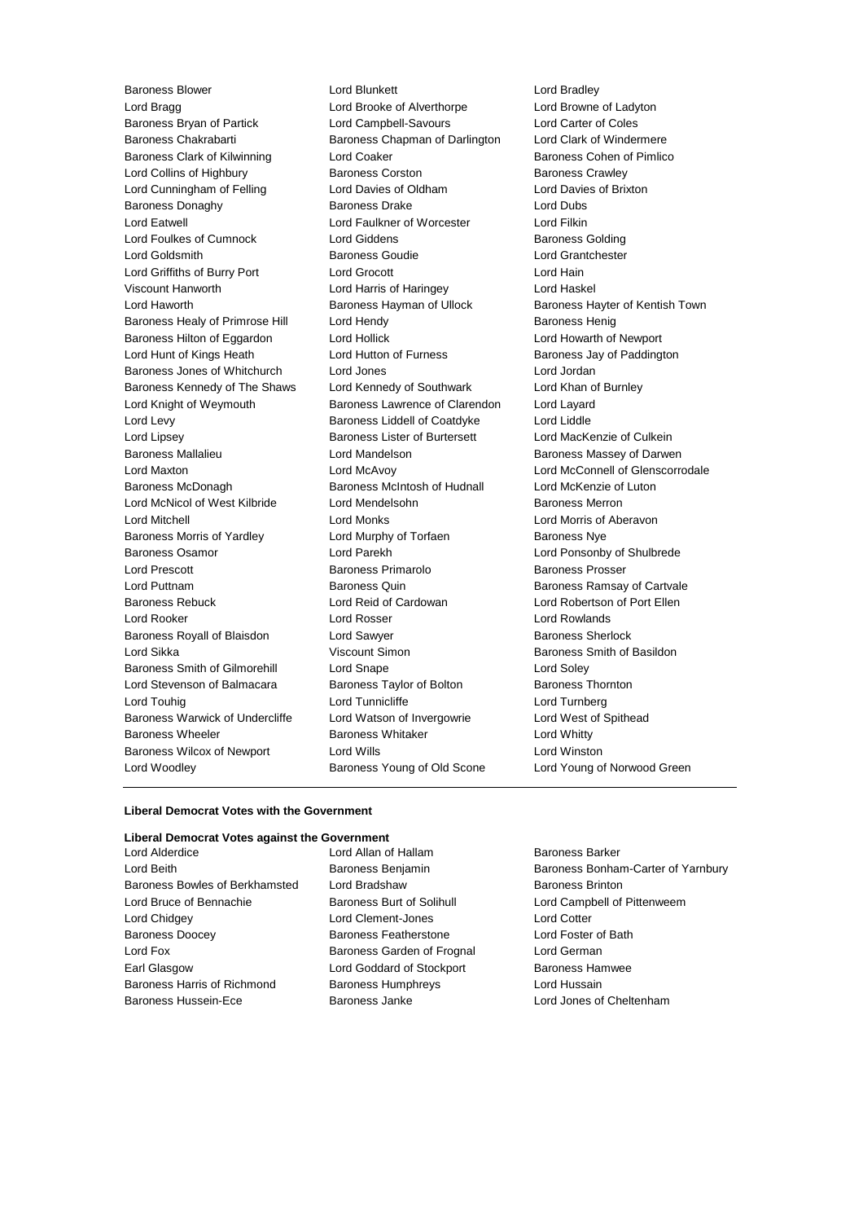Baroness Blower
Lord Blunkett
Lord Bradley
Lord Bragg
Lord Brooke of Alverthorpe
Lord Browne of Ladyton
Baroness Bryan of Partick
Lord Campbell-Savours
Lord Carter of Coles
Baroness Chakrabarti
Baroness Chapman of Darlington
Lord Clark of Windermere
Baroness Clark of Kilwinning
Lord Coaker
Baroness Cohen of Pimlico
Lord Collins of Highbury
Baroness Corston
Baroness Crawley
Lord Cunningham of Felling
Lord Davies of Oldham
Lord Davies of Brixton
Baroness Donaghy
Baroness Drake
Lord Dubs
Lord Eatwell
Lord Faulkner of Worcester
Lord Filkin
Lord Foulkes of Cumnock
Lord Giddens
Baroness Golding
Lord Goldsmith
Baroness Goudie
Lord Grantchester
Lord Griffiths of Burry Port
Lord Grocott
Lord Hain
Viscount Hanworth
Lord Harris of Haringey
Lord Haskel
Lord Haworth
Baroness Hayman of Ullock
Baroness Hayter of Kentish Town
Baroness Healy of Primrose Hill
Lord Hendy
Baroness Henig
Baroness Hilton of Eggardon
Lord Hollick
Lord Howarth of Newport
Lord Hunt of Kings Heath
Lord Hutton of Furness
Baroness Jay of Paddington
Baroness Jones of Whitchurch
Lord Jones
Lord Jordan
Baroness Kennedy of The Shaws
Lord Kennedy of Southwark
Lord Khan of Burnley
Lord Knight of Weymouth
Baroness Lawrence of Clarendon
Lord Layard
Lord Levy
Baroness Liddell of Coatdyke
Lord Liddle
Lord Lipsey
Baroness Lister of Burtersett
Lord MacKenzie of Culkein
Baroness Mallalieu
Lord Mandelson
Baroness Massey of Darwen
Lord Maxton
Lord McAvoy
Lord McConnell of Glenscorrodale
Baroness McDonagh
Baroness McIntosh of Hudnall
Lord McKenzie of Luton
Lord McNicol of West Kilbride
Lord Mendelsohn
Baroness Merron
Lord Mitchell
Lord Monks
Lord Morris of Aberavon
Baroness Morris of Yardley
Lord Murphy of Torfaen
Baroness Nye
Baroness Osamor
Lord Parekh
Lord Ponsonby of Shulbrede
Lord Prescott
Baroness Primarolo
Baroness Prosser
Lord Puttnam
Baroness Quin
Baroness Ramsay of Cartvale
Baroness Rebuck
Lord Reid of Cardowan
Lord Robertson of Port Ellen
Lord Rooker
Lord Rosser
Lord Rowlands
Baroness Royall of Blaisdon
Lord Sawyer
Baroness Sherlock
Lord Sikka
Viscount Simon
Baroness Smith of Basildon
Baroness Smith of Gilmorehill
Lord Snape
Lord Soley
Lord Stevenson of Balmacara
Baroness Taylor of Bolton
Baroness Thornton
Lord Touhig
Lord Tunnicliffe
Lord Turnberg
Baroness Warwick of Undercliffe
Lord Watson of Invergowrie
Lord West of Spithead
Baroness Wheeler
Baroness Whitaker
Lord Whitty
Baroness Wilcox of Newport
Lord Wills
Lord Winston
Lord Woodley
Baroness Young of Old Scone
Lord Young of Norwood Green

---

**Liberal Democrat Votes with the Government**

**Liberal Democrat Votes against the Government**

Lord Alderdice
Lord Allan of Hallam
Baroness Barker
Lord Beith
Baroness Benjamin
Baroness Bonham-Carter of Yarnbury
Baroness Bowles of Berkhamsted
Lord Bradshaw
Baroness Brinton
Lord Bruce of Bennachie
Baroness Burt of Solihull
Lord Campbell of Pittenweem
Lord Chidgey
Lord Clement-Jones
Lord Cotter
Baroness Doocey
Baroness Featherstone
Lord Foster of Bath
Lord Fox
Baroness Garden of Frognal
Lord German
Earl Glasgow
Lord Goddard of Stockport
Baroness Hamwee
Baroness Harris of Richmond
Baroness Humphreys
Lord Hussain
Baroness Hussein-Ece
Baroness Janke
Lord Jones of Cheltenham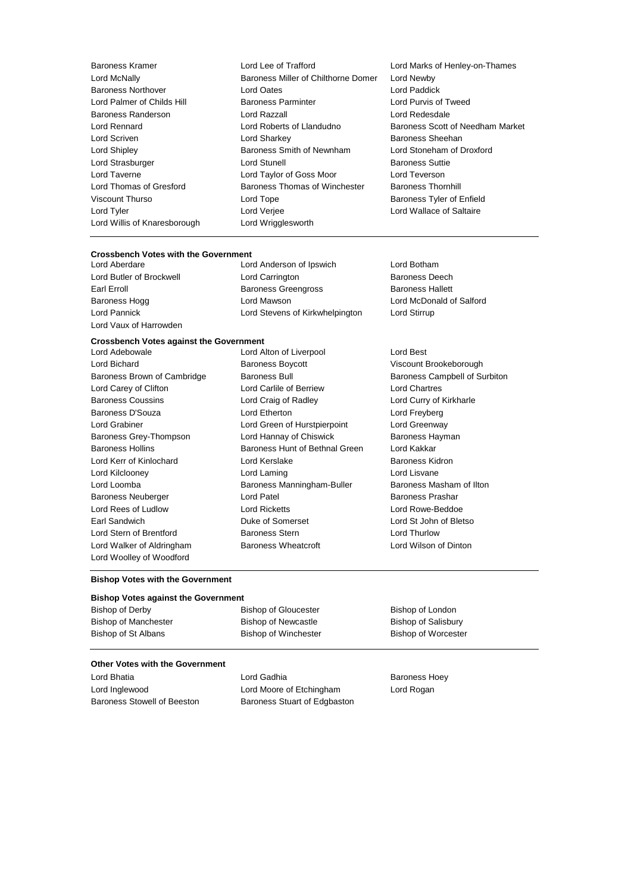Baroness Kramer, Lord Lee of Trafford, Lord Marks of Henley-on-Thames, Lord McNally, Baroness Miller of Chilthorne Domer, Lord Newby, Baroness Northover, Lord Oates, Lord Paddick, Lord Palmer of Childs Hill, Baroness Parminter, Lord Purvis of Tweed, Baroness Randerson, Lord Razzall, Lord Redesdale, Lord Rennard, Lord Roberts of Llandudno, Baroness Scott of Needham Market, Lord Scriven, Lord Sharkey, Baroness Sheehan, Lord Shipley, Baroness Smith of Newnham, Lord Stoneham of Droxford, Lord Strasburger, Lord Stunell, Baroness Suttie, Lord Taverne, Lord Taylor of Goss Moor, Lord Teverson, Lord Thomas of Gresford, Baroness Thomas of Winchester, Baroness Thornhill, Viscount Thurso, Lord Tope, Baroness Tyler of Enfield, Lord Tyler, Lord Verjee, Lord Wallace of Saltaire, Lord Willis of Knaresborough, Lord Wrigglesworth

**Crossbench Votes with the Government**

Lord Aberdare, Lord Anderson of Ipswich, Lord Botham, Lord Butler of Brockwell, Lord Carrington, Baroness Deech, Earl Erroll, Baroness Greengross, Baroness Hallett, Baroness Hogg, Lord Mawson, Lord McDonald of Salford, Lord Pannick, Lord Stevens of Kirkwhelpington, Lord Stirrup, Lord Vaux of Harrowden

**Crossbench Votes against the Government**

Lord Adebowale, Lord Alton of Liverpool, Lord Best, Lord Bichard, Baroness Boycott, Viscount Brookeborough, Baroness Brown of Cambridge, Baroness Bull, Baroness Campbell of Surbiton, Lord Carey of Clifton, Lord Carlile of Berriew, Lord Chartres, Baroness Coussins, Lord Craig of Radley, Lord Curry of Kirkharle, Baroness D'Souza, Lord Etherton, Lord Freyberg, Lord Grabiner, Lord Green of Hurstpierpoint, Lord Greenway, Baroness Grey-Thompson, Lord Hannay of Chiswick, Baroness Hayman, Baroness Hollins, Baroness Hunt of Bethnal Green, Lord Kakkar, Lord Kerr of Kinlochard, Lord Kerslake, Baroness Kidron, Lord Kilclooney, Lord Laming, Lord Lisvane, Lord Loomba, Baroness Manningham-Buller, Baroness Masham of Ilton, Baroness Neuberger, Lord Patel, Baroness Prashar, Lord Rees of Ludlow, Lord Ricketts, Lord Rowe-Beddoe, Earl Sandwich, Duke of Somerset, Lord St John of Bletso, Lord Stern of Brentford, Baroness Stern, Lord Thurlow, Lord Walker of Aldringham, Baroness Wheatcroft, Lord Wilson of Dinton, Lord Woolley of Woodford

**Bishop Votes with the Government**

**Bishop Votes against the Government**

Bishop of Derby, Bishop of Gloucester, Bishop of London, Bishop of Manchester, Bishop of Newcastle, Bishop of Salisbury, Bishop of St Albans, Bishop of Winchester, Bishop of Worcester

**Other Votes with the Government**

Lord Bhatia, Lord Gadhia, Baroness Hoey, Lord Inglewood, Lord Moore of Etchingham, Lord Rogan, Baroness Stowell of Beeston, Baroness Stuart of Edgbaston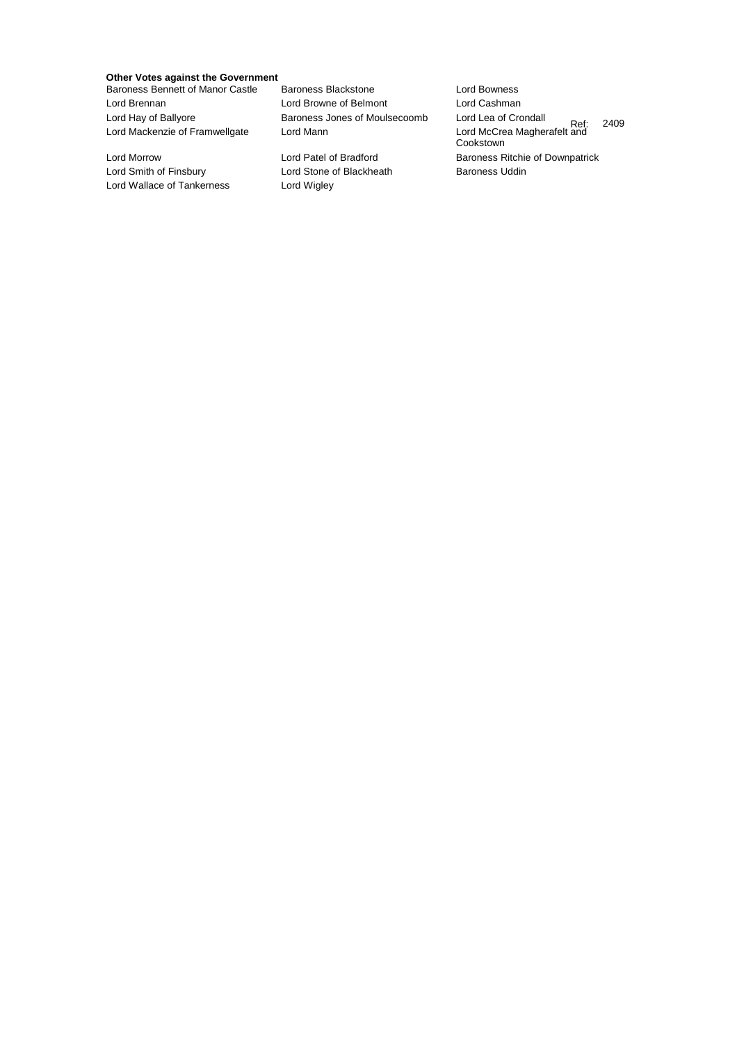**Other Votes against the Government**

| | | |
|---|---|---|
| Baroness Bennett of Manor Castle | Baroness Blackstone | Lord Bowness |
| Lord Brennan | Lord Browne of Belmont | Lord Cashman |
| Lord Hay of Ballyore | Baroness Jones of Moulsecoomb | Lord Lea of Crondall |
| Lord Mackenzie of Framwellgate | Lord Mann | Lord McCrea Magherafelt and Cookstown |
| Lord Morrow | Lord Patel of Bradford | Baroness Ritchie of Downpatrick |
| Lord Smith of Finsbury | Lord Stone of Blackheath | Baroness Uddin |
| Lord Wallace of Tankerness | Lord Wigley | |

Ref: 2409